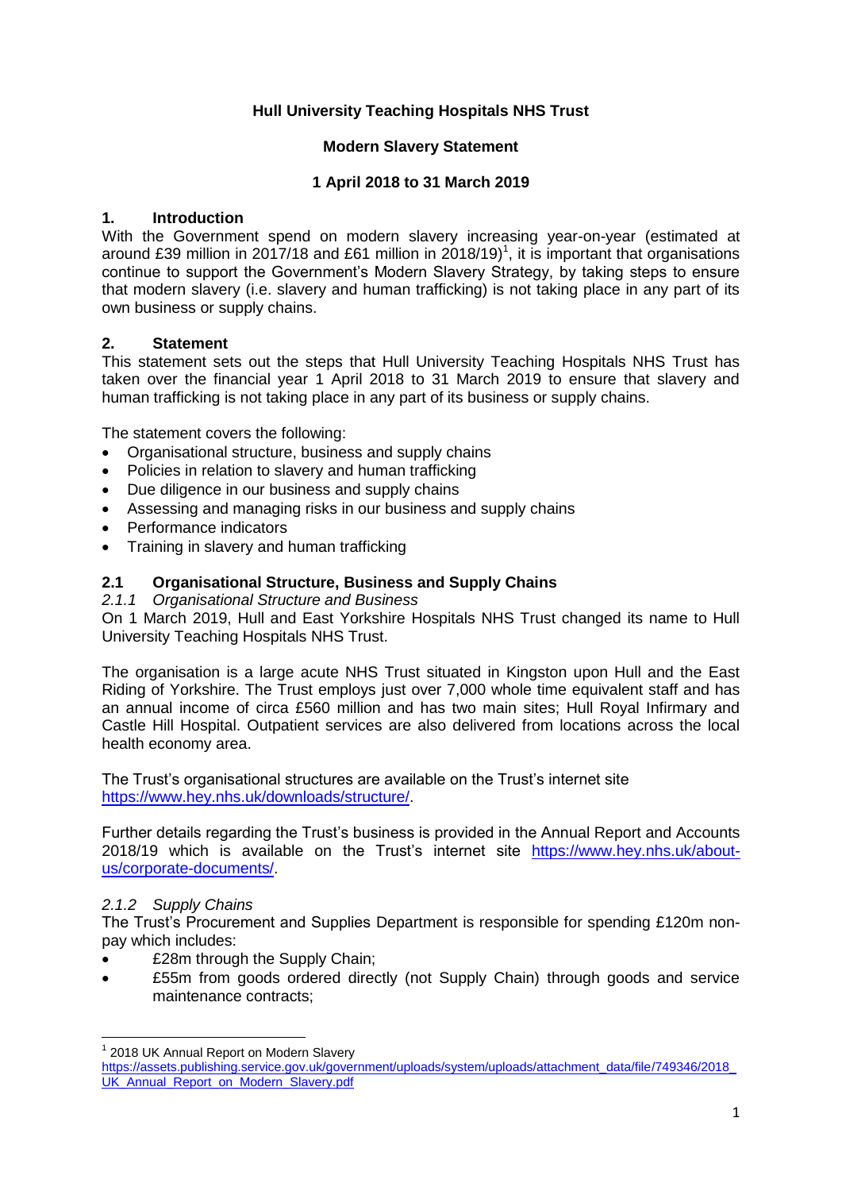**Hull University Teaching Hospitals NHS Trust**

**Modern Slavery Statement**

**1 April 2018 to 31 March 2019**

## 1. Introduction

With the Government spend on modern slavery increasing year-on-year (estimated at around £39 million in 2017/18 and £61 million in 2018/19)[1], it is important that organisations continue to support the Government's Modern Slavery Strategy, by taking steps to ensure that modern slavery (i.e. slavery and human trafficking) is not taking place in any part of its own business or supply chains.

## 2. Statement

This statement sets out the steps that Hull University Teaching Hospitals NHS Trust has taken over the financial year 1 April 2018 to 31 March 2019 to ensure that slavery and human trafficking is not taking place in any part of its business or supply chains.

The statement covers the following:

- Organisational structure, business and supply chains
- Policies in relation to slavery and human trafficking
- Due diligence in our business and supply chains
- Assessing and managing risks in our business and supply chains
- Performance indicators
- Training in slavery and human trafficking

### 2.1 Organisational Structure, Business and Supply Chains

*2.1.1 Organisational Structure and Business*

On 1 March 2019, Hull and East Yorkshire Hospitals NHS Trust changed its name to Hull University Teaching Hospitals NHS Trust.

The organisation is a large acute NHS Trust situated in Kingston upon Hull and the East Riding of Yorkshire. The Trust employs just over 7,000 whole time equivalent staff and has an annual income of circa £560 million and has two main sites; Hull Royal Infirmary and Castle Hill Hospital. Outpatient services are also delivered from locations across the local health economy area.

The Trust's organisational structures are available on the Trust's internet site https://www.hey.nhs.uk/downloads/structure/.

Further details regarding the Trust's business is provided in the Annual Report and Accounts 2018/19 which is available on the Trust's internet site https://www.hey.nhs.uk/about-us/corporate-documents/.

*2.1.2 Supply Chains*

The Trust's Procurement and Supplies Department is responsible for spending £120m non-pay which includes:

- £28m through the Supply Chain;
- £55m from goods ordered directly (not Supply Chain) through goods and service maintenance contracts;

---

[1] 2018 UK Annual Report on Modern Slavery https://assets.publishing.service.gov.uk/government/uploads/system/uploads/attachment_data/file/749346/2018_UK_Annual_Report_on_Modern_Slavery.pdf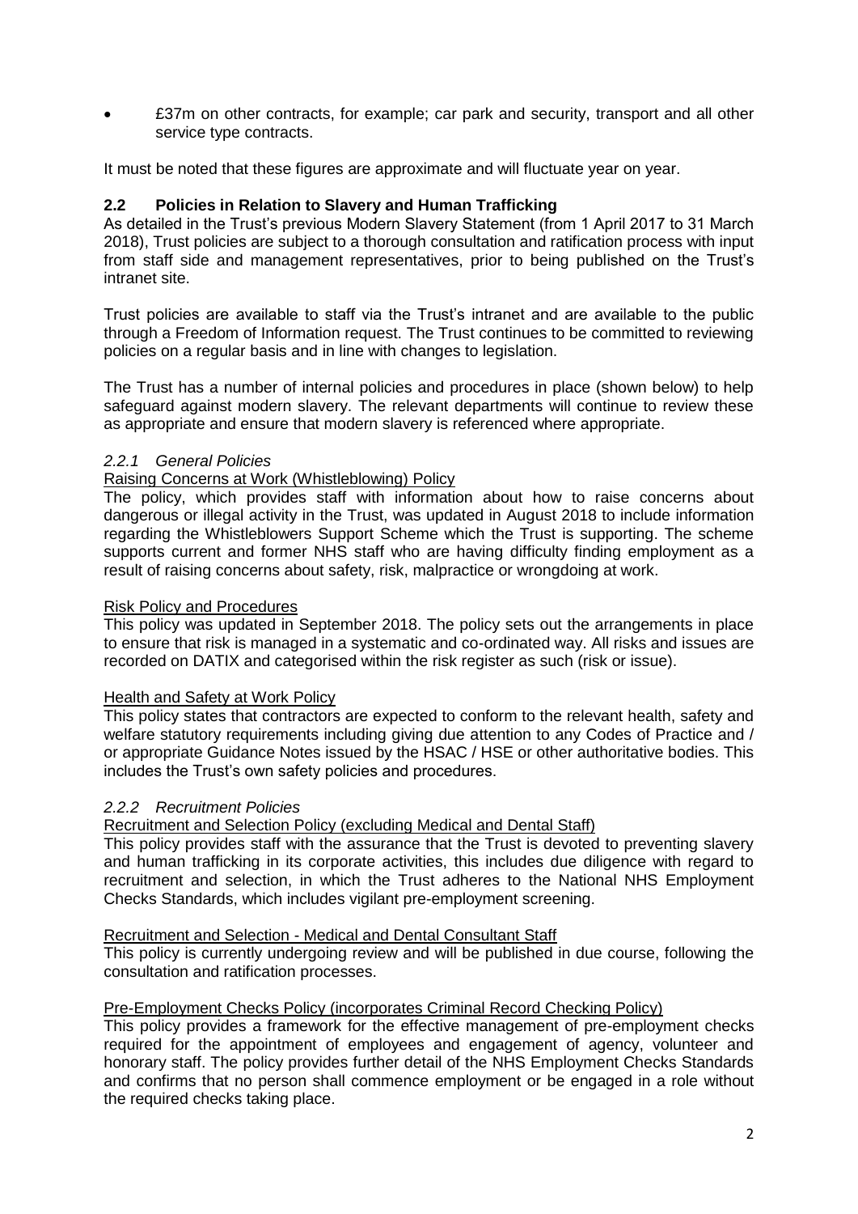- £37m on other contracts, for example; car park and security, transport and all other service type contracts.

It must be noted that these figures are approximate and will fluctuate year on year.

## 2.2 Policies in Relation to Slavery and Human Trafficking

As detailed in the Trust's previous Modern Slavery Statement (from 1 April 2017 to 31 March 2018), Trust policies are subject to a thorough consultation and ratification process with input from staff side and management representatives, prior to being published on the Trust's intranet site.

Trust policies are available to staff via the Trust's intranet and are available to the public through a Freedom of Information request. The Trust continues to be committed to reviewing policies on a regular basis and in line with changes to legislation.

The Trust has a number of internal policies and procedures in place (shown below) to help safeguard against modern slavery. The relevant departments will continue to review these as appropriate and ensure that modern slavery is referenced where appropriate.

### *2.2.1 General Policies*

<u>Raising Concerns at Work (Whistleblowing) Policy</u>

The policy, which provides staff with information about how to raise concerns about dangerous or illegal activity in the Trust, was updated in August 2018 to include information regarding the Whistleblowers Support Scheme which the Trust is supporting. The scheme supports current and former NHS staff who are having difficulty finding employment as a result of raising concerns about safety, risk, malpractice or wrongdoing at work.

<u>Risk Policy and Procedures</u>

This policy was updated in September 2018. The policy sets out the arrangements in place to ensure that risk is managed in a systematic and co-ordinated way. All risks and issues are recorded on DATIX and categorised within the risk register as such (risk or issue).

<u>Health and Safety at Work Policy</u>

This policy states that contractors are expected to conform to the relevant health, safety and welfare statutory requirements including giving due attention to any Codes of Practice and / or appropriate Guidance Notes issued by the HSAC / HSE or other authoritative bodies. This includes the Trust's own safety policies and procedures.

### *2.2.2 Recruitment Policies*

<u>Recruitment and Selection Policy (excluding Medical and Dental Staff)</u>

This policy provides staff with the assurance that the Trust is devoted to preventing slavery and human trafficking in its corporate activities, this includes due diligence with regard to recruitment and selection, in which the Trust adheres to the National NHS Employment Checks Standards, which includes vigilant pre-employment screening.

<u>Recruitment and Selection - Medical and Dental Consultant Staff</u>

This policy is currently undergoing review and will be published in due course, following the consultation and ratification processes.

<u>Pre-Employment Checks Policy (incorporates Criminal Record Checking Policy)</u>

This policy provides a framework for the effective management of pre-employment checks required for the appointment of employees and engagement of agency, volunteer and honorary staff. The policy provides further detail of the NHS Employment Checks Standards and confirms that no person shall commence employment or be engaged in a role without the required checks taking place.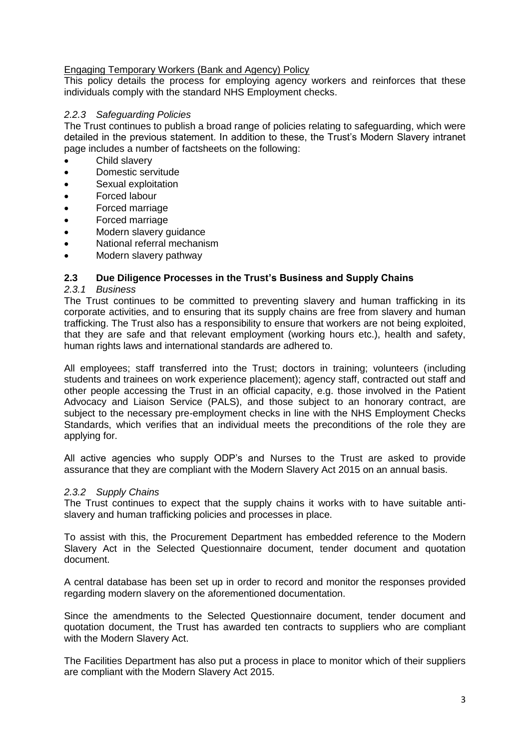Engaging Temporary Workers (Bank and Agency) Policy

This policy details the process for employing agency workers and reinforces that these individuals comply with the standard NHS Employment checks.

### *2.2.3 Safeguarding Policies*

The Trust continues to publish a broad range of policies relating to safeguarding, which were detailed in the previous statement. In addition to these, the Trust's Modern Slavery intranet page includes a number of factsheets on the following:

- Child slavery
- Domestic servitude
- Sexual exploitation
- Forced labour
- Forced marriage
- Forced marriage
- Modern slavery guidance
- National referral mechanism
- Modern slavery pathway

## 2.3 Due Diligence Processes in the Trust's Business and Supply Chains

### *2.3.1 Business*

The Trust continues to be committed to preventing slavery and human trafficking in its corporate activities, and to ensuring that its supply chains are free from slavery and human trafficking. The Trust also has a responsibility to ensure that workers are not being exploited, that they are safe and that relevant employment (working hours etc.), health and safety, human rights laws and international standards are adhered to.

All employees; staff transferred into the Trust; doctors in training; volunteers (including students and trainees on work experience placement); agency staff, contracted out staff and other people accessing the Trust in an official capacity, e.g. those involved in the Patient Advocacy and Liaison Service (PALS), and those subject to an honorary contract, are subject to the necessary pre-employment checks in line with the NHS Employment Checks Standards, which verifies that an individual meets the preconditions of the role they are applying for.

All active agencies who supply ODP's and Nurses to the Trust are asked to provide assurance that they are compliant with the Modern Slavery Act 2015 on an annual basis.

### *2.3.2 Supply Chains*

The Trust continues to expect that the supply chains it works with to have suitable anti-slavery and human trafficking policies and processes in place.

To assist with this, the Procurement Department has embedded reference to the Modern Slavery Act in the Selected Questionnaire document, tender document and quotation document.

A central database has been set up in order to record and monitor the responses provided regarding modern slavery on the aforementioned documentation.

Since the amendments to the Selected Questionnaire document, tender document and quotation document, the Trust has awarded ten contracts to suppliers who are compliant with the Modern Slavery Act.

The Facilities Department has also put a process in place to monitor which of their suppliers are compliant with the Modern Slavery Act 2015.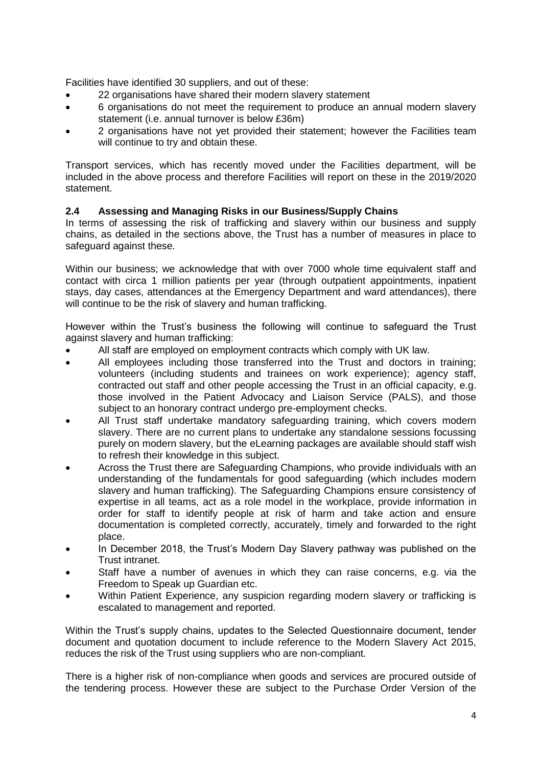Facilities have identified 30 suppliers, and out of these:

- 22 organisations have shared their modern slavery statement
- 6 organisations do not meet the requirement to produce an annual modern slavery statement (i.e. annual turnover is below £36m)
- 2 organisations have not yet provided their statement; however the Facilities team will continue to try and obtain these.

Transport services, which has recently moved under the Facilities department, will be included in the above process and therefore Facilities will report on these in the 2019/2020 statement.

### 2.4 Assessing and Managing Risks in our Business/Supply Chains

In terms of assessing the risk of trafficking and slavery within our business and supply chains, as detailed in the sections above, the Trust has a number of measures in place to safeguard against these.

Within our business; we acknowledge that with over 7000 whole time equivalent staff and contact with circa 1 million patients per year (through outpatient appointments, inpatient stays, day cases, attendances at the Emergency Department and ward attendances), there will continue to be the risk of slavery and human trafficking.

However within the Trust's business the following will continue to safeguard the Trust against slavery and human trafficking:

- All staff are employed on employment contracts which comply with UK law.
- All employees including those transferred into the Trust and doctors in training; volunteers (including students and trainees on work experience); agency staff, contracted out staff and other people accessing the Trust in an official capacity, e.g. those involved in the Patient Advocacy and Liaison Service (PALS), and those subject to an honorary contract undergo pre-employment checks.
- All Trust staff undertake mandatory safeguarding training, which covers modern slavery. There are no current plans to undertake any standalone sessions focussing purely on modern slavery, but the eLearning packages are available should staff wish to refresh their knowledge in this subject.
- Across the Trust there are Safeguarding Champions, who provide individuals with an understanding of the fundamentals for good safeguarding (which includes modern slavery and human trafficking). The Safeguarding Champions ensure consistency of expertise in all teams, act as a role model in the workplace, provide information in order for staff to identify people at risk of harm and take action and ensure documentation is completed correctly, accurately, timely and forwarded to the right place.
- In December 2018, the Trust's Modern Day Slavery pathway was published on the Trust intranet.
- Staff have a number of avenues in which they can raise concerns, e.g. via the Freedom to Speak up Guardian etc.
- Within Patient Experience, any suspicion regarding modern slavery or trafficking is escalated to management and reported.

Within the Trust's supply chains, updates to the Selected Questionnaire document, tender document and quotation document to include reference to the Modern Slavery Act 2015, reduces the risk of the Trust using suppliers who are non-compliant.

There is a higher risk of non-compliance when goods and services are procured outside of the tendering process. However these are subject to the Purchase Order Version of the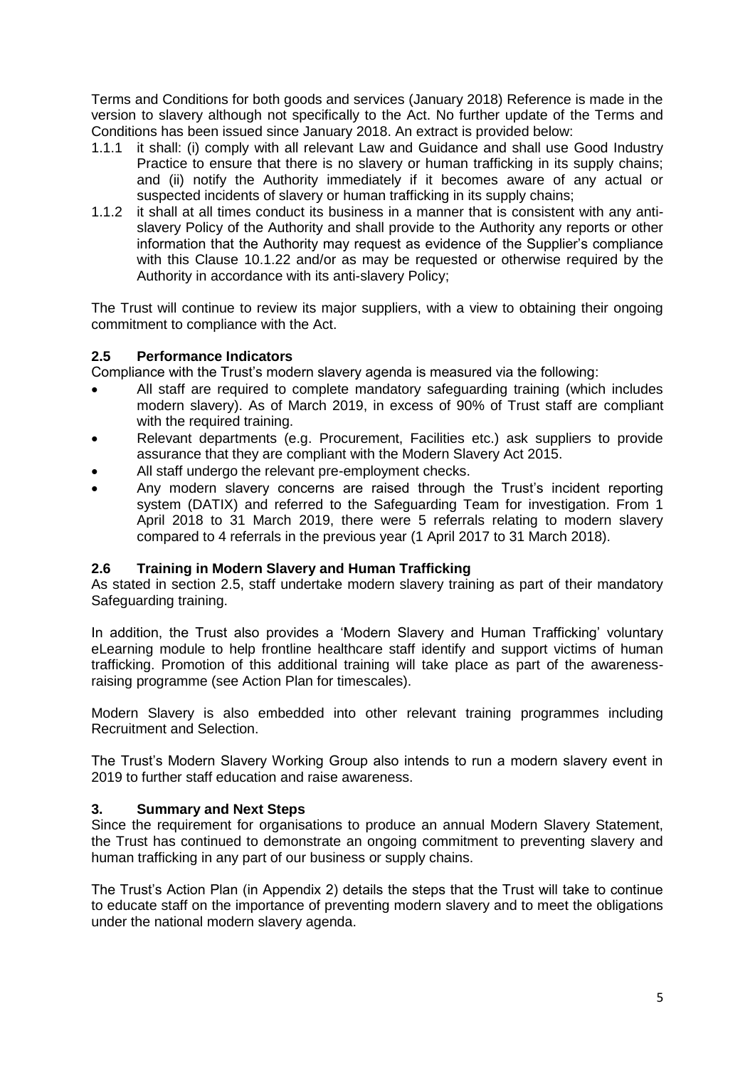Terms and Conditions for both goods and services (January 2018) Reference is made in the version to slavery although not specifically to the Act. No further update of the Terms and Conditions has been issued since January 2018. An extract is provided below:

1.1.1 it shall: (i) comply with all relevant Law and Guidance and shall use Good Industry Practice to ensure that there is no slavery or human trafficking in its supply chains; and (ii) notify the Authority immediately if it becomes aware of any actual or suspected incidents of slavery or human trafficking in its supply chains;

1.1.2 it shall at all times conduct its business in a manner that is consistent with any anti-slavery Policy of the Authority and shall provide to the Authority any reports or other information that the Authority may request as evidence of the Supplier's compliance with this Clause 10.1.22 and/or as may be requested or otherwise required by the Authority in accordance with its anti-slavery Policy;

The Trust will continue to review its major suppliers, with a view to obtaining their ongoing commitment to compliance with the Act.

### 2.5 Performance Indicators

Compliance with the Trust's modern slavery agenda is measured via the following:

- All staff are required to complete mandatory safeguarding training (which includes modern slavery). As of March 2019, in excess of 90% of Trust staff are compliant with the required training.
- Relevant departments (e.g. Procurement, Facilities etc.) ask suppliers to provide assurance that they are compliant with the Modern Slavery Act 2015.
- All staff undergo the relevant pre-employment checks.
- Any modern slavery concerns are raised through the Trust's incident reporting system (DATIX) and referred to the Safeguarding Team for investigation. From 1 April 2018 to 31 March 2019, there were 5 referrals relating to modern slavery compared to 4 referrals in the previous year (1 April 2017 to 31 March 2018).

### 2.6 Training in Modern Slavery and Human Trafficking

As stated in section 2.5, staff undertake modern slavery training as part of their mandatory Safeguarding training.

In addition, the Trust also provides a 'Modern Slavery and Human Trafficking' voluntary eLearning module to help frontline healthcare staff identify and support victims of human trafficking. Promotion of this additional training will take place as part of the awareness-raising programme (see Action Plan for timescales).

Modern Slavery is also embedded into other relevant training programmes including Recruitment and Selection.

The Trust's Modern Slavery Working Group also intends to run a modern slavery event in 2019 to further staff education and raise awareness.

## 3. Summary and Next Steps

Since the requirement for organisations to produce an annual Modern Slavery Statement, the Trust has continued to demonstrate an ongoing commitment to preventing slavery and human trafficking in any part of our business or supply chains.

The Trust's Action Plan (in Appendix 2) details the steps that the Trust will take to continue to educate staff on the importance of preventing modern slavery and to meet the obligations under the national modern slavery agenda.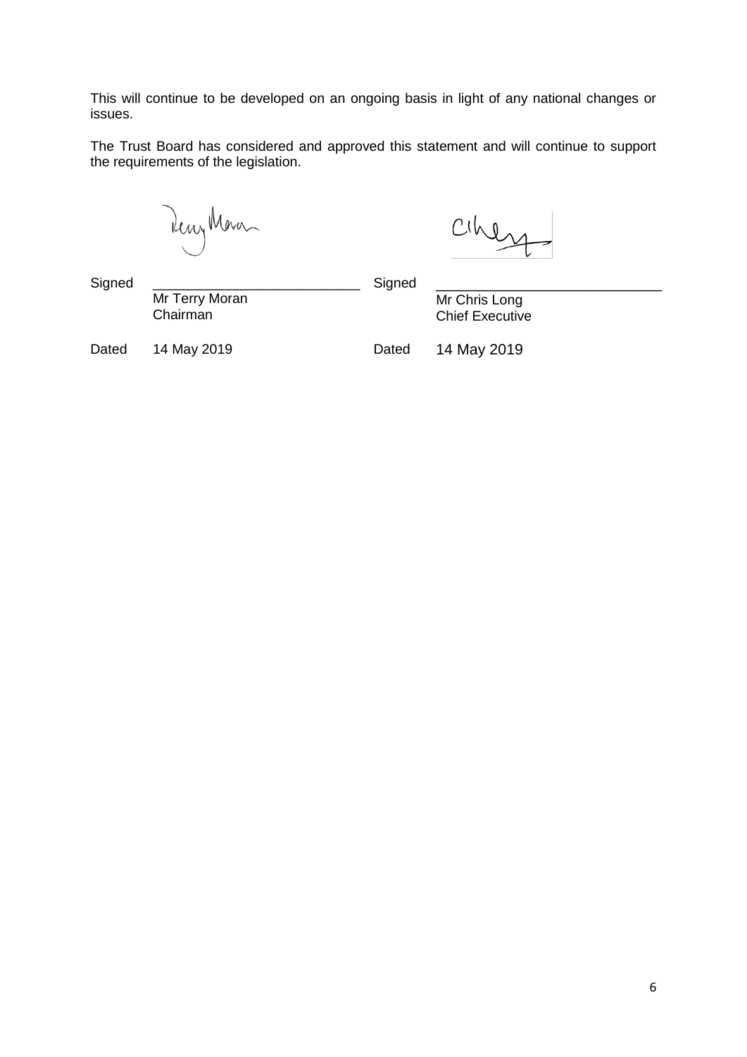This will continue to be developed on an ongoing basis in light of any national changes or issues.

The Trust Board has considered and approved this statement and will continue to support the requirements of the legislation.

| | | | |
|---|---|---|---|
| Signed | Mr Terry Moran<br>Chairman | Signed | Mr Chris Long<br>Chief Executive |
| Dated | 14 May 2019 | Dated | 14 May 2019 |